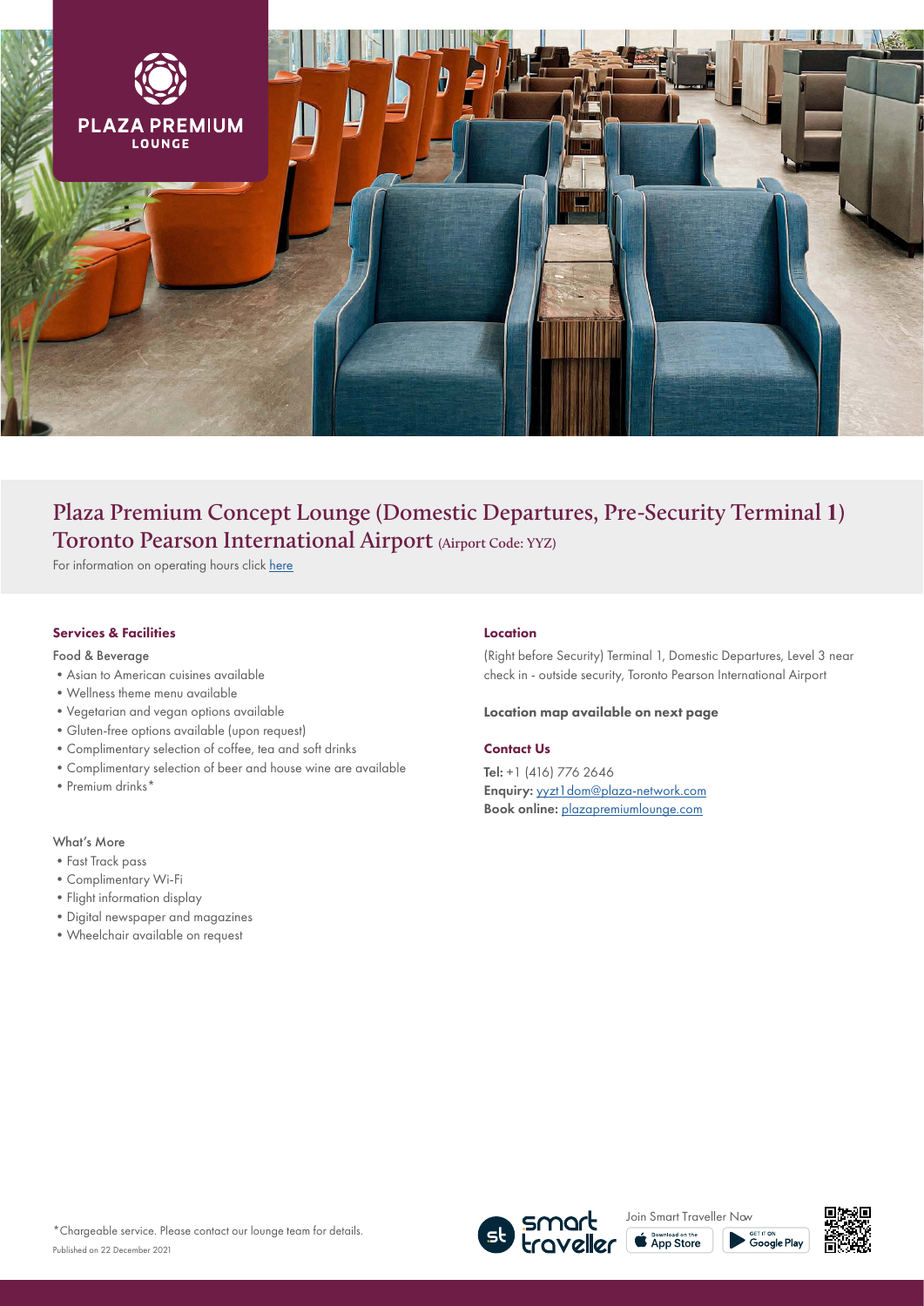PLAZA PREMIUM LOUNGE

# Plaza Premium Concept Lounge (Domestic Departures, Pre-Security Terminal 1) Toronto Pearson International Airport (Airport Code: YYZ)

For information on operating hours click [here]

### Services & Facilities

Food & Beverage

- Asian to American cuisines available
- Wellness theme menu available
- Vegetarian and vegan options available
- Gluten-free options available (upon request)
- Complimentary selection of coffee, tea and soft drinks
- Complimentary selection of beer and house wine are available
- Premium drinks*

What's More

- Fast Track pass
- Complimentary Wi-Fi
- Flight information display
- Digital newspaper and magazines
- Wheelchair available on request

### Location

(Right before Security) Terminal 1, Domestic Departures, Level 3 near check in - outside security, Toronto Pearson International Airport

**Location map available on next page**

### Contact Us

**Tel:** +1 (416) 776 2646
**Enquiry:** yyzt1dom@plaza-network.com
**Book online:** plazapremiumlounge.com

*Chargeable service. Please contact our lounge team for details.

Published on 22 December 2021

smart traveller — Join Smart Traveller Now — Download on the App Store — GET IT ON Google Play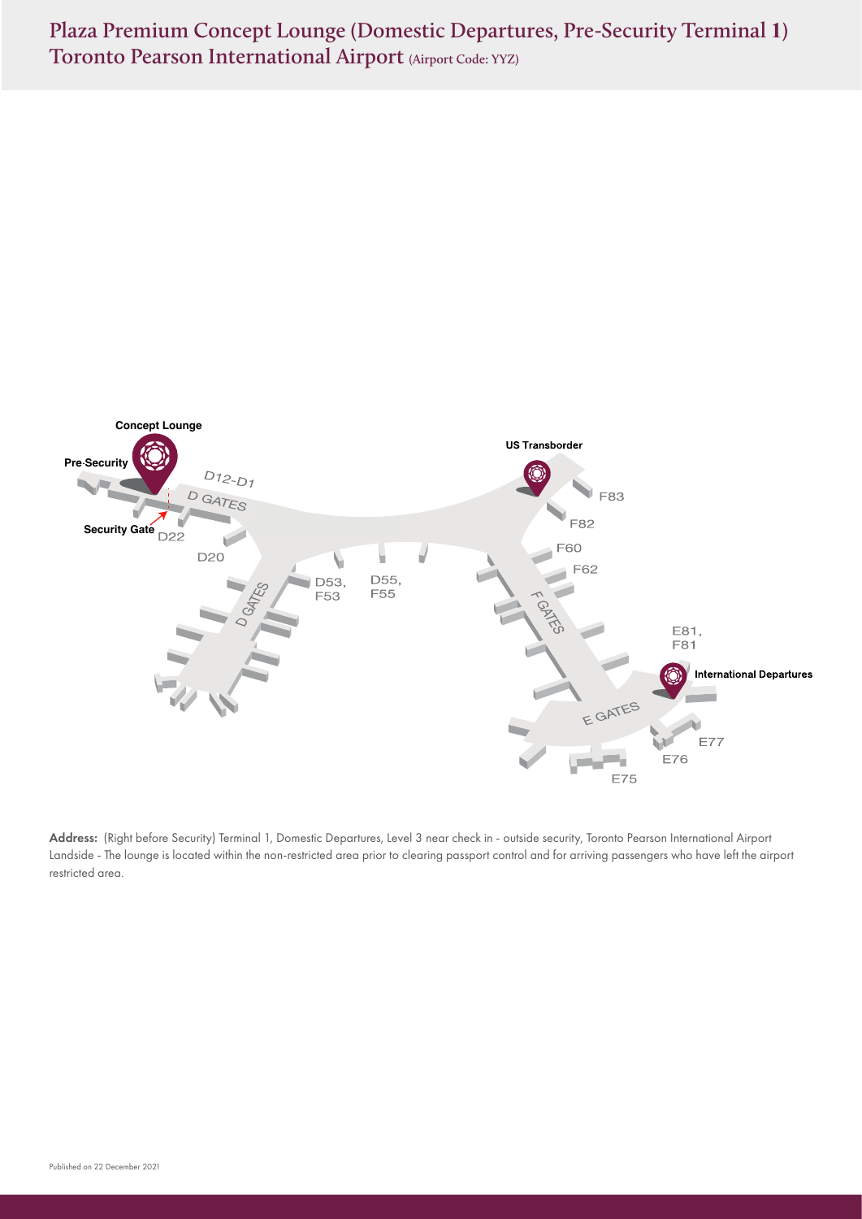# Plaza Premium Concept Lounge (Domestic Departures, Pre-Security Terminal 1)
# Toronto Pearson International Airport (Airport Code: YYZ)

Concept Lounge

Pre-Security

Security Gate

D12-D1

D GATES

D22

D20

D GATES

D53, F53

D55, F55

US Transborder

F83

F82

F60

F62

F GATES

E81, F81

International Departures

E GATES

E77

E76

E75

**Address:** (Right before Security) Terminal 1, Domestic Departures, Level 3 near check in - outside security, Toronto Pearson International Airport Landside - The lounge is located within the non-restricted area prior to clearing passport control and for arriving passengers who have left the airport restricted area.

Published on 22 December 2021